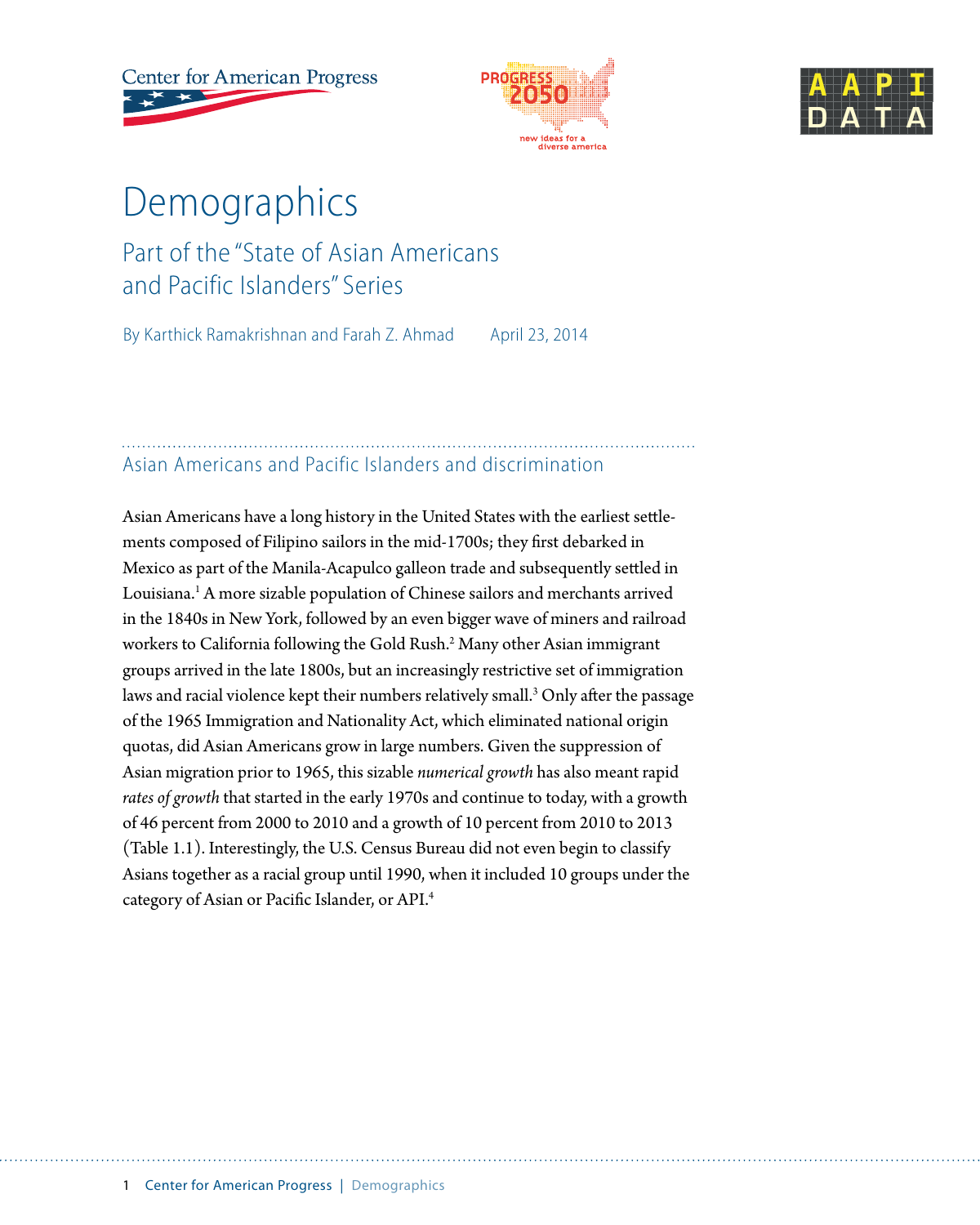# Demographics

## Part of the "State of Asian Americans and Pacific Islanders" Series

By Karthick Ramakrishnan and Farah Z. Ahmad    April 23, 2014

### Asian Americans and Pacific Islanders and discrimination

Asian Americans have a long history in the United States with the earliest settlements composed of Filipino sailors in the mid-1700s; they first debarked in Mexico as part of the Manila-Acapulco galleon trade and subsequently settled in Louisiana.[1] A more sizable population of Chinese sailors and merchants arrived in the 1840s in New York, followed by an even bigger wave of miners and railroad workers to California following the Gold Rush.[2] Many other Asian immigrant groups arrived in the late 1800s, but an increasingly restrictive set of immigration laws and racial violence kept their numbers relatively small.[3] Only after the passage of the 1965 Immigration and Nationality Act, which eliminated national origin quotas, did Asian Americans grow in large numbers. Given the suppression of Asian migration prior to 1965, this sizable *numerical growth* has also meant rapid *rates of growth* that started in the early 1970s and continue to today, with a growth of 46 percent from 2000 to 2010 and a growth of 10 percent from 2010 to 2013 (Table 1.1). Interestingly, the U.S. Census Bureau did not even begin to classify Asians together as a racial group until 1990, when it included 10 groups under the category of Asian or Pacific Islander, or API.[4]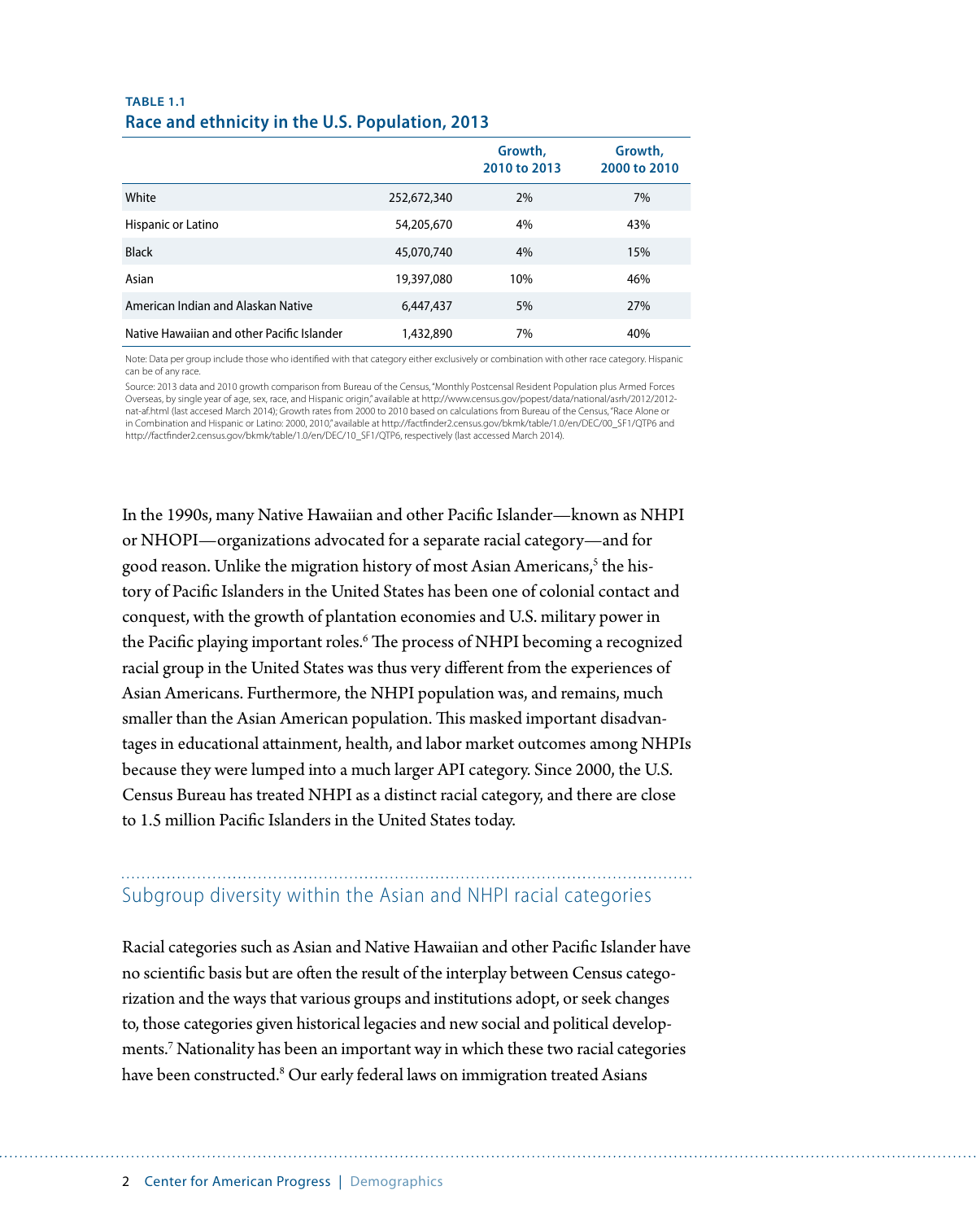**TABLE 1.1**

**Race and ethnicity in the U.S. Population, 2013**

| | | Growth, 2010 to 2013 | Growth, 2000 to 2010 |
|---|---|---|---|
| White | 252,672,340 | 2% | 7% |
| Hispanic or Latino | 54,205,670 | 4% | 43% |
| Black | 45,070,740 | 4% | 15% |
| Asian | 19,397,080 | 10% | 46% |
| American Indian and Alaskan Native | 6,447,437 | 5% | 27% |
| Native Hawaiian and other Pacific Islander | 1,432,890 | 7% | 40% |

Note: Data per group include those who identified with that category either exclusively or combination with other race category. Hispanic can be of any race.

Source: 2013 data and 2010 growth comparison from Bureau of the Census, "Monthly Postcensal Resident Population plus Armed Forces Overseas, by single year of age, sex, race, and Hispanic origin," available at http://www.census.gov/popest/data/national/asrh/2012/2012-nat-af.html (last accesed March 2014); Growth rates from 2000 to 2010 based on calculations from Bureau of the Census, "Race Alone or in Combination and Hispanic or Latino: 2000, 2010," available at http://factfinder2.census.gov/bkmk/table/1.0/en/DEC/00_SF1/QTP6 and http://factfinder2.census.gov/bkmk/table/1.0/en/DEC/10_SF1/QTP6, respectively (last accessed March 2014).

In the 1990s, many Native Hawaiian and other Pacific Islander—known as NHPI or NHOPI—organizations advocated for a separate racial category—and for good reason. Unlike the migration history of most Asian Americans,[5] the history of Pacific Islanders in the United States has been one of colonial contact and conquest, with the growth of plantation economies and U.S. military power in the Pacific playing important roles.[6] The process of NHPI becoming a recognized racial group in the United States was thus very different from the experiences of Asian Americans. Furthermore, the NHPI population was, and remains, much smaller than the Asian American population. This masked important disadvantages in educational attainment, health, and labor market outcomes among NHPIs because they were lumped into a much larger API category. Since 2000, the U.S. Census Bureau has treated NHPI as a distinct racial category, and there are close to 1.5 million Pacific Islanders in the United States today.

## Subgroup diversity within the Asian and NHPI racial categories

Racial categories such as Asian and Native Hawaiian and other Pacific Islander have no scientific basis but are often the result of the interplay between Census categorization and the ways that various groups and institutions adopt, or seek changes to, those categories given historical legacies and new social and political developments.[7] Nationality has been an important way in which these two racial categories have been constructed.[8] Our early federal laws on immigration treated Asians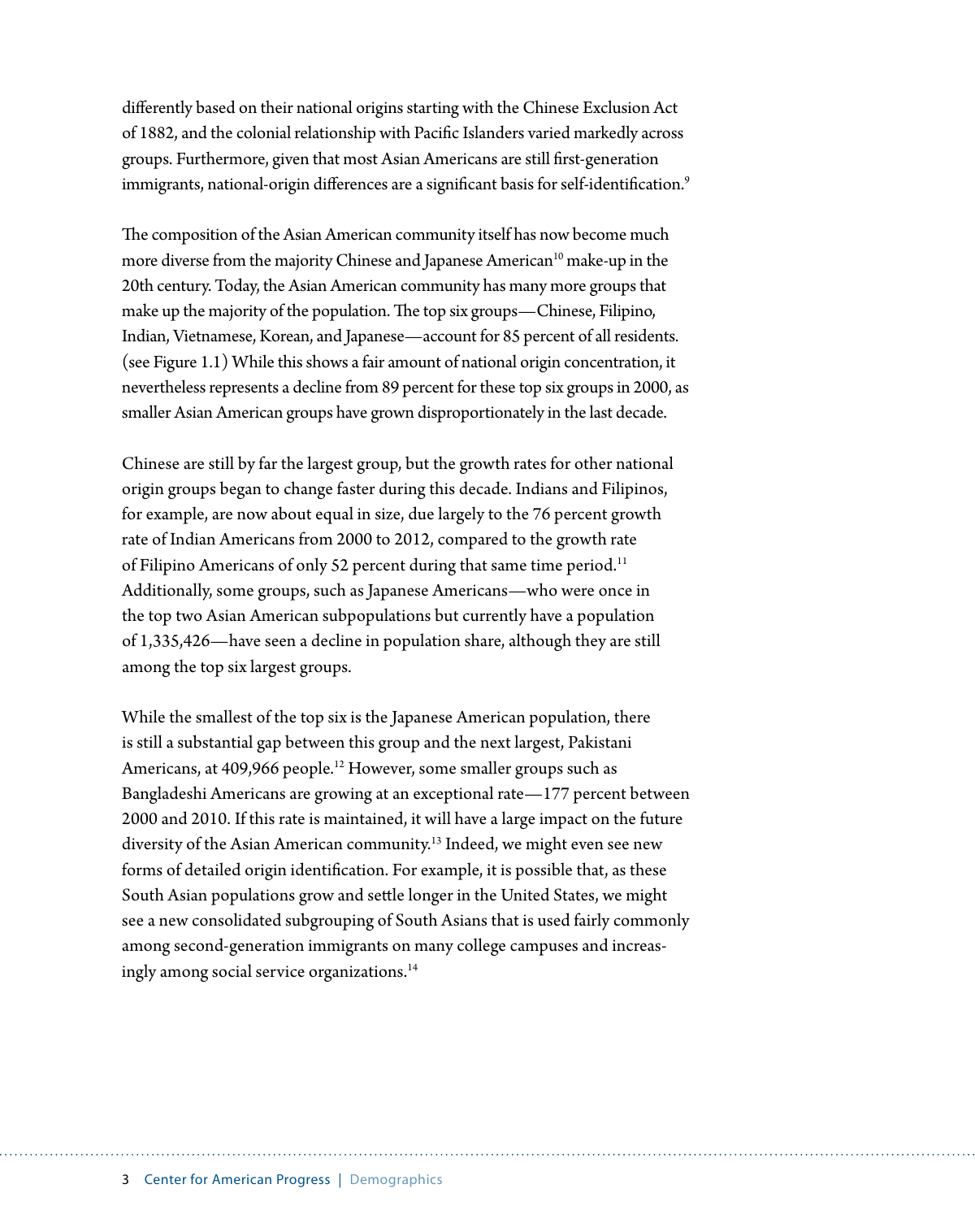differently based on their national origins starting with the Chinese Exclusion Act of 1882, and the colonial relationship with Pacific Islanders varied markedly across groups. Furthermore, given that most Asian Americans are still first-generation immigrants, national-origin differences are a significant basis for self-identification.[9]

The composition of the Asian American community itself has now become much more diverse from the majority Chinese and Japanese American[10] make-up in the 20th century. Today, the Asian American community has many more groups that make up the majority of the population. The top six groups—Chinese, Filipino, Indian, Vietnamese, Korean, and Japanese—account for 85 percent of all residents. (see Figure 1.1) While this shows a fair amount of national origin concentration, it nevertheless represents a decline from 89 percent for these top six groups in 2000, as smaller Asian American groups have grown disproportionately in the last decade.

Chinese are still by far the largest group, but the growth rates for other national origin groups began to change faster during this decade. Indians and Filipinos, for example, are now about equal in size, due largely to the 76 percent growth rate of Indian Americans from 2000 to 2012, compared to the growth rate of Filipino Americans of only 52 percent during that same time period.[11] Additionally, some groups, such as Japanese Americans—who were once in the top two Asian American subpopulations but currently have a population of 1,335,426—have seen a decline in population share, although they are still among the top six largest groups.

While the smallest of the top six is the Japanese American population, there is still a substantial gap between this group and the next largest, Pakistani Americans, at 409,966 people.[12] However, some smaller groups such as Bangladeshi Americans are growing at an exceptional rate—177 percent between 2000 and 2010. If this rate is maintained, it will have a large impact on the future diversity of the Asian American community.[13] Indeed, we might even see new forms of detailed origin identification. For example, it is possible that, as these South Asian populations grow and settle longer in the United States, we might see a new consolidated subgrouping of South Asians that is used fairly commonly among second-generation immigrants on many college campuses and increasingly among social service organizations.[14]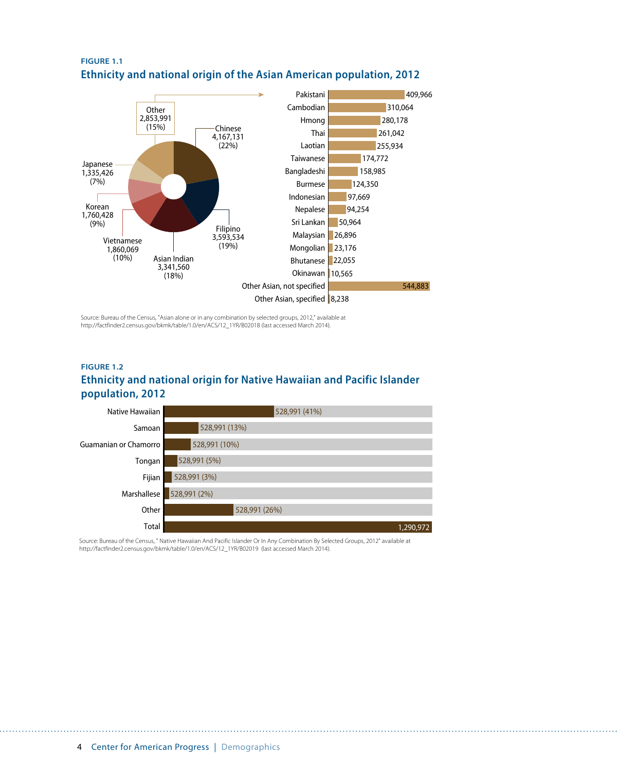**FIGURE 1.1**

## Ethnicity and national origin of the Asian American population, 2012

| Group | Population | Share |
|---|---|---|
| Chinese | 4,167,131 | (22%) |
| Filipino | 3,593,534 | (19%) |
| Asian Indian | 3,341,560 | (18%) |
| Vietnamese | 1,860,069 | (10%) |
| Korean | 1,760,428 | (9%) |
| Japanese | 1,335,426 | (7%) |
| Other | 2,853,991 | (15%) |

| Other | Population |
|---|---|
| Pakistani | 409,966 |
| Cambodian | 310,064 |
| Hmong | 280,178 |
| Thai | 261,042 |
| Laotian | 255,934 |
| Taiwanese | 174,772 |
| Bangladeshi | 158,985 |
| Burmese | 124,350 |
| Indonesian | 97,669 |
| Nepalese | 94,254 |
| Sri Lankan | 50,964 |
| Malaysian | 26,896 |
| Mongolian | 23,176 |
| Bhutanese | 22,055 |
| Okinawan | 10,565 |
| Other Asian, not specified | 544,883 |
| Other Asian, specified | 8,238 |

Source: Bureau of the Census, "Asian alone or in any combination by selected groups, 2012," available at http://factfinder2.census.gov/bkmk/table/1.0/en/ACS/12_1YR/B02018 (last accessed March 2014).

**FIGURE 1.2**

## Ethnicity and national origin for Native Hawaiian and Pacific Islander population, 2012

| Group | Population |
|---|---|
| Native Hawaiian | 528,991 (41%) |
| Samoan | 528,991 (13%) |
| Guamanian or Chamorro | 528,991 (10%) |
| Tongan | 528,991 (5%) |
| Fijian | 528,991 (3%) |
| Marshallese | 528,991 (2%) |
| Other | 528,991 (26%) |
| Total | 1,290,972 |

Source: Bureau of the Census, " Native Hawaiian And Pacific Islander Or In Any Combination By Selected Groups, 2012" available at http://factfinder2.census.gov/bkmk/table/1.0/en/ACS/12_1YR/B02019 (last accessed March 2014).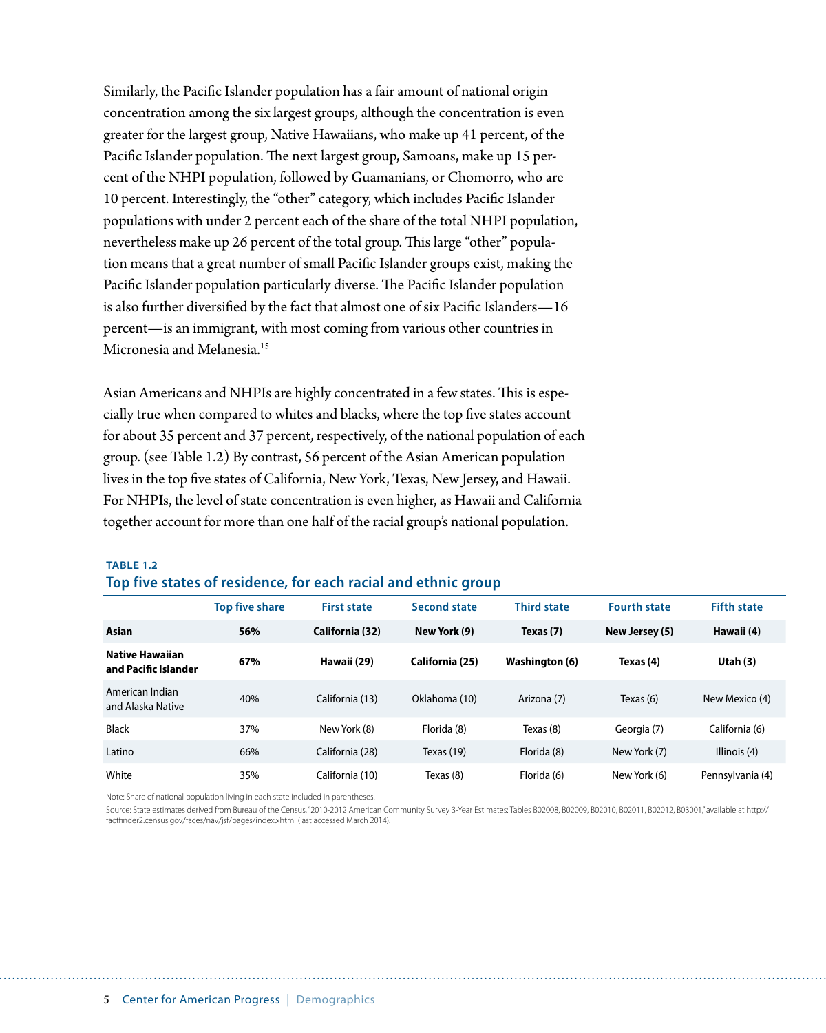Similarly, the Pacific Islander population has a fair amount of national origin concentration among the six largest groups, although the concentration is even greater for the largest group, Native Hawaiians, who make up 41 percent, of the Pacific Islander population. The next largest group, Samoans, make up 15 percent of the NHPI population, followed by Guamanians, or Chomorro, who are 10 percent. Interestingly, the "other" category, which includes Pacific Islander populations with under 2 percent each of the share of the total NHPI population, nevertheless make up 26 percent of the total group. This large "other" population means that a great number of small Pacific Islander groups exist, making the Pacific Islander population particularly diverse. The Pacific Islander population is also further diversified by the fact that almost one of six Pacific Islanders—16 percent—is an immigrant, with most coming from various other countries in Micronesia and Melanesia.[15]

Asian Americans and NHPIs are highly concentrated in a few states. This is especially true when compared to whites and blacks, where the top five states account for about 35 percent and 37 percent, respectively, of the national population of each group. (see Table 1.2) By contrast, 56 percent of the Asian American population lives in the top five states of California, New York, Texas, New Jersey, and Hawaii. For NHPIs, the level of state concentration is even higher, as Hawaii and California together account for more than one half of the racial group's national population.

**TABLE 1.2**

**Top five states of residence, for each racial and ethnic group**

| | Top five share | First state | Second state | Third state | Fourth state | Fifth state |
|---|---|---|---|---|---|---|
| **Asian** | **56%** | **California (32)** | **New York (9)** | **Texas (7)** | **New Jersey (5)** | **Hawaii (4)** |
| **Native Hawaiian and Pacific Islander** | **67%** | **Hawaii (29)** | **California (25)** | **Washington (6)** | **Texas (4)** | **Utah (3)** |
| American Indian and Alaska Native | 40% | California (13) | Oklahoma (10) | Arizona (7) | Texas (6) | New Mexico (4) |
| Black | 37% | New York (8) | Florida (8) | Texas (8) | Georgia (7) | California (6) |
| Latino | 66% | California (28) | Texas (19) | Florida (8) | New York (7) | Illinois (4) |
| White | 35% | California (10) | Texas (8) | Florida (6) | New York (6) | Pennsylvania (4) |

Note: Share of national population living in each state included in parentheses.

Source: State estimates derived from Bureau of the Census, "2010-2012 American Community Survey 3-Year Estimates: Tables B02008, B02009, B02010, B02011, B02012, B03001," available at http://factfinder2.census.gov/faces/nav/jsf/pages/index.xhtml (last accessed March 2014).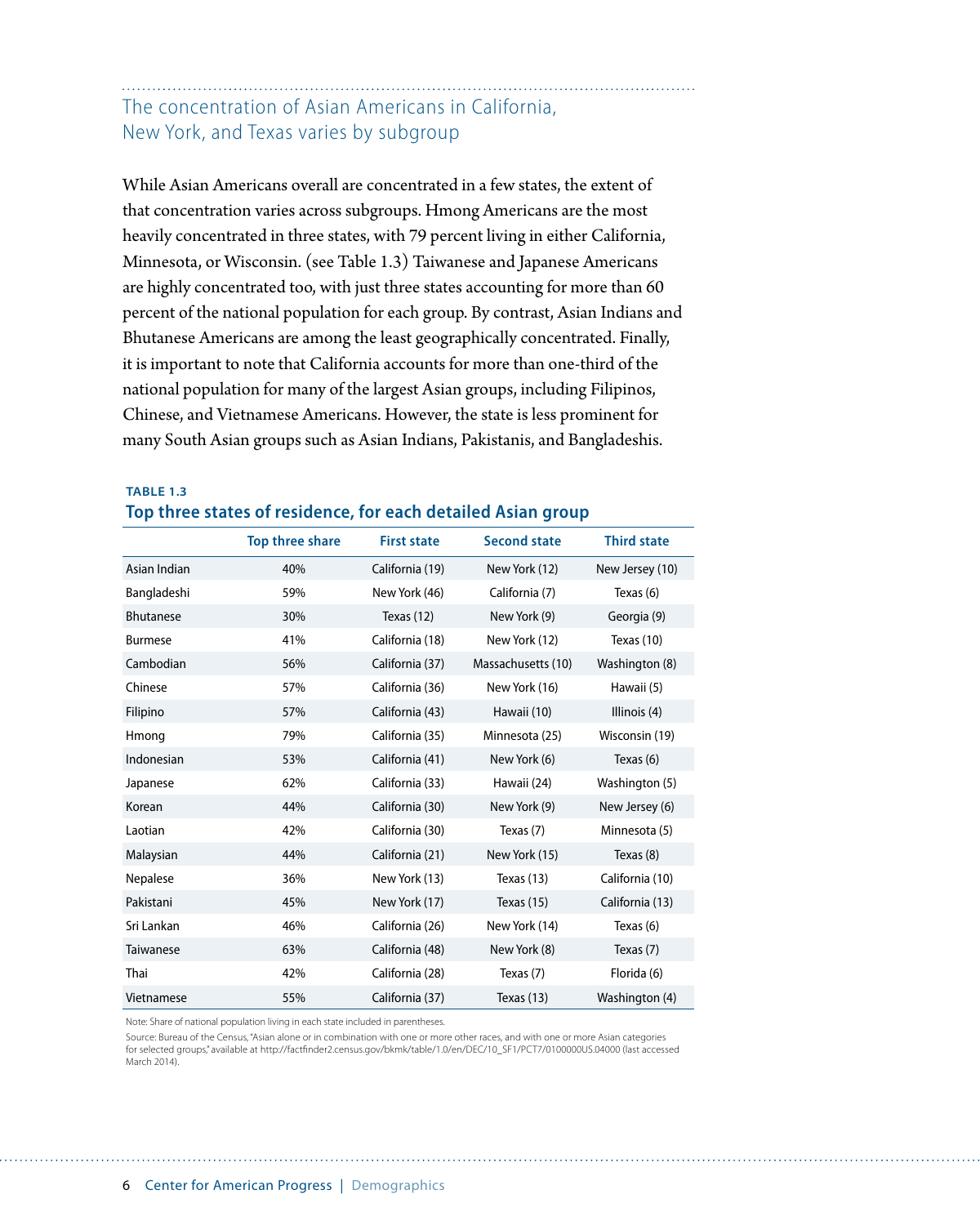## The concentration of Asian Americans in California, New York, and Texas varies by subgroup

While Asian Americans overall are concentrated in a few states, the extent of that concentration varies across subgroups. Hmong Americans are the most heavily concentrated in three states, with 79 percent living in either California, Minnesota, or Wisconsin. (see Table 1.3) Taiwanese and Japanese Americans are highly concentrated too, with just three states accounting for more than 60 percent of the national population for each group. By contrast, Asian Indians and Bhutanese Americans are among the least geographically concentrated. Finally, it is important to note that California accounts for more than one-third of the national population for many of the largest Asian groups, including Filipinos, Chinese, and Vietnamese Americans. However, the state is less prominent for many South Asian groups such as Asian Indians, Pakistanis, and Bangladeshis.

**TABLE 1.3**

**Top three states of residence, for each detailed Asian group**

| | Top three share | First state | Second state | Third state |
|---|---|---|---|---|
| Asian Indian | 40% | California (19) | New York (12) | New Jersey (10) |
| Bangladeshi | 59% | New York (46) | California (7) | Texas (6) |
| Bhutanese | 30% | Texas (12) | New York (9) | Georgia (9) |
| Burmese | 41% | California (18) | New York (12) | Texas (10) |
| Cambodian | 56% | California (37) | Massachusetts (10) | Washington (8) |
| Chinese | 57% | California (36) | New York (16) | Hawaii (5) |
| Filipino | 57% | California (43) | Hawaii (10) | Illinois (4) |
| Hmong | 79% | California (35) | Minnesota (25) | Wisconsin (19) |
| Indonesian | 53% | California (41) | New York (6) | Texas (6) |
| Japanese | 62% | California (33) | Hawaii (24) | Washington (5) |
| Korean | 44% | California (30) | New York (9) | New Jersey (6) |
| Laotian | 42% | California (30) | Texas (7) | Minnesota (5) |
| Malaysian | 44% | California (21) | New York (15) | Texas (8) |
| Nepalese | 36% | New York (13) | Texas (13) | California (10) |
| Pakistani | 45% | New York (17) | Texas (15) | California (13) |
| Sri Lankan | 46% | California (26) | New York (14) | Texas (6) |
| Taiwanese | 63% | California (48) | New York (8) | Texas (7) |
| Thai | 42% | California (28) | Texas (7) | Florida (6) |
| Vietnamese | 55% | California (37) | Texas (13) | Washington (4) |

Note: Share of national population living in each state included in parentheses.

Source: Bureau of the Census, "Asian alone or in combination with one or more other races, and with one or more Asian categories for selected groups," available at http://factfinder2.census.gov/bkmk/table/1.0/en/DEC/10_SF1/PCT7/0100000US.04000 (last accessed March 2014).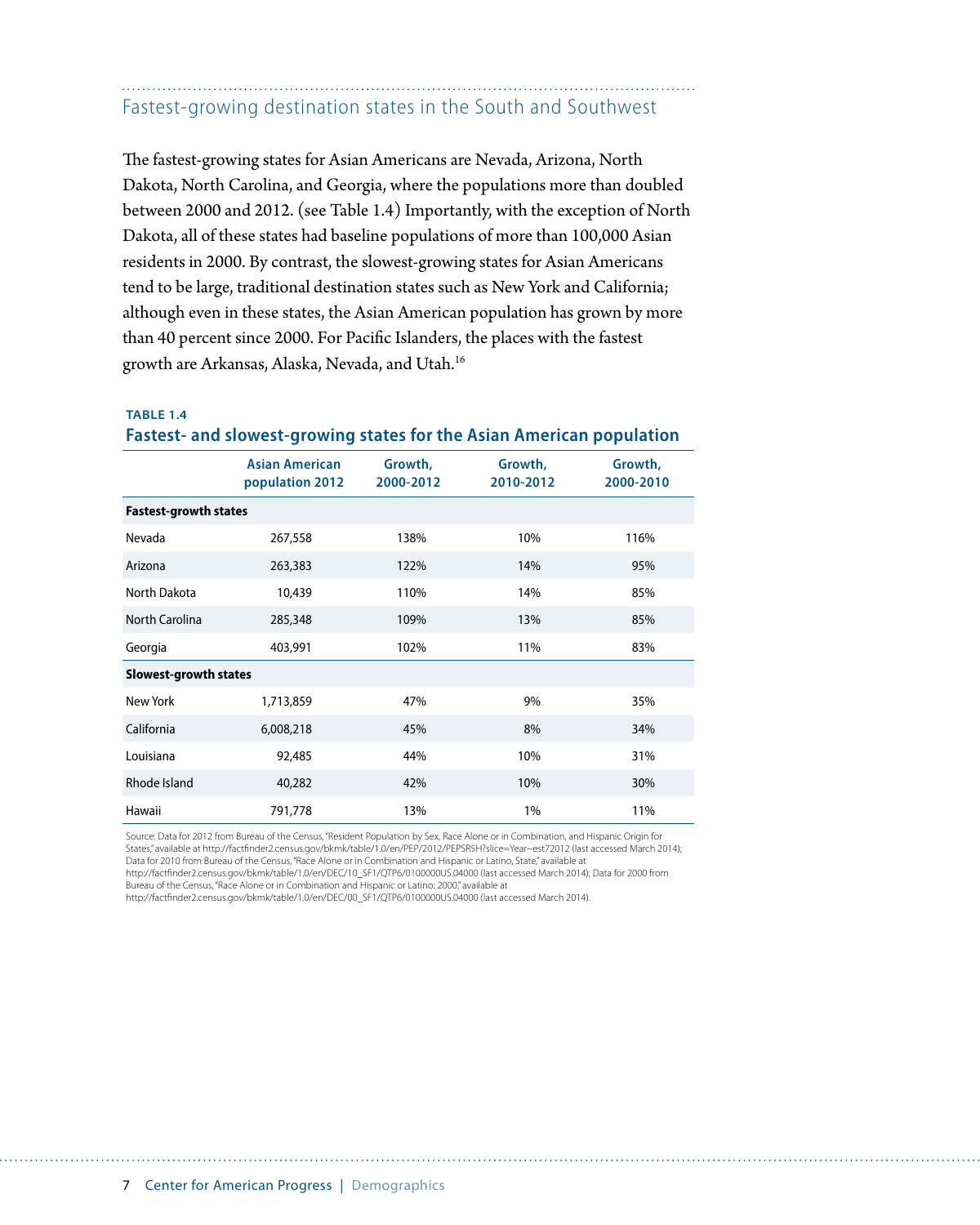## Fastest-growing destination states in the South and Southwest

The fastest-growing states for Asian Americans are Nevada, Arizona, North Dakota, North Carolina, and Georgia, where the populations more than doubled between 2000 and 2012. (see Table 1.4) Importantly, with the exception of North Dakota, all of these states had baseline populations of more than 100,000 Asian residents in 2000. By contrast, the slowest-growing states for Asian Americans tend to be large, traditional destination states such as New York and California; although even in these states, the Asian American population has grown by more than 40 percent since 2000. For Pacific Islanders, the places with the fastest growth are Arkansas, Alaska, Nevada, and Utah.[16]

**TABLE 1.4**

**Fastest- and slowest-growing states for the Asian American population**

| | Asian American population 2012 | Growth, 2000-2012 | Growth, 2010-2012 | Growth, 2000-2010 |
|---|---|---|---|---|
| **Fastest-growth states** | | | | |
| Nevada | 267,558 | 138% | 10% | 116% |
| Arizona | 263,383 | 122% | 14% | 95% |
| North Dakota | 10,439 | 110% | 14% | 85% |
| North Carolina | 285,348 | 109% | 13% | 85% |
| Georgia | 403,991 | 102% | 11% | 83% |
| **Slowest-growth states** | | | | |
| New York | 1,713,859 | 47% | 9% | 35% |
| California | 6,008,218 | 45% | 8% | 34% |
| Louisiana | 92,485 | 44% | 10% | 31% |
| Rhode Island | 40,282 | 42% | 10% | 30% |
| Hawaii | 791,778 | 13% | 1% | 11% |

Source: Data for 2012 from Bureau of the Census, "Resident Population by Sex, Race Alone or in Combination, and Hispanic Origin for States," available at http://factfinder2.census.gov/bkmk/table/1.0/en/PEP/2012/PEPSR5H?slice=Year~est72012 (last accessed March 2014); Data for 2010 from Bureau of the Census, "Race Alone or in Combination and Hispanic or Latino, State," available at http://factfinder2.census.gov/bkmk/table/1.0/en/DEC/10_SF1/QTP6/0100000US.04000 (last accessed March 2014); Data for 2000 from Bureau of the Census, "Race Alone or in Combination and Hispanic or Latino: 2000," available at http://factfinder2.census.gov/bkmk/table/1.0/en/DEC/00_SF1/QTP6/0100000US.04000 (last accessed March 2014).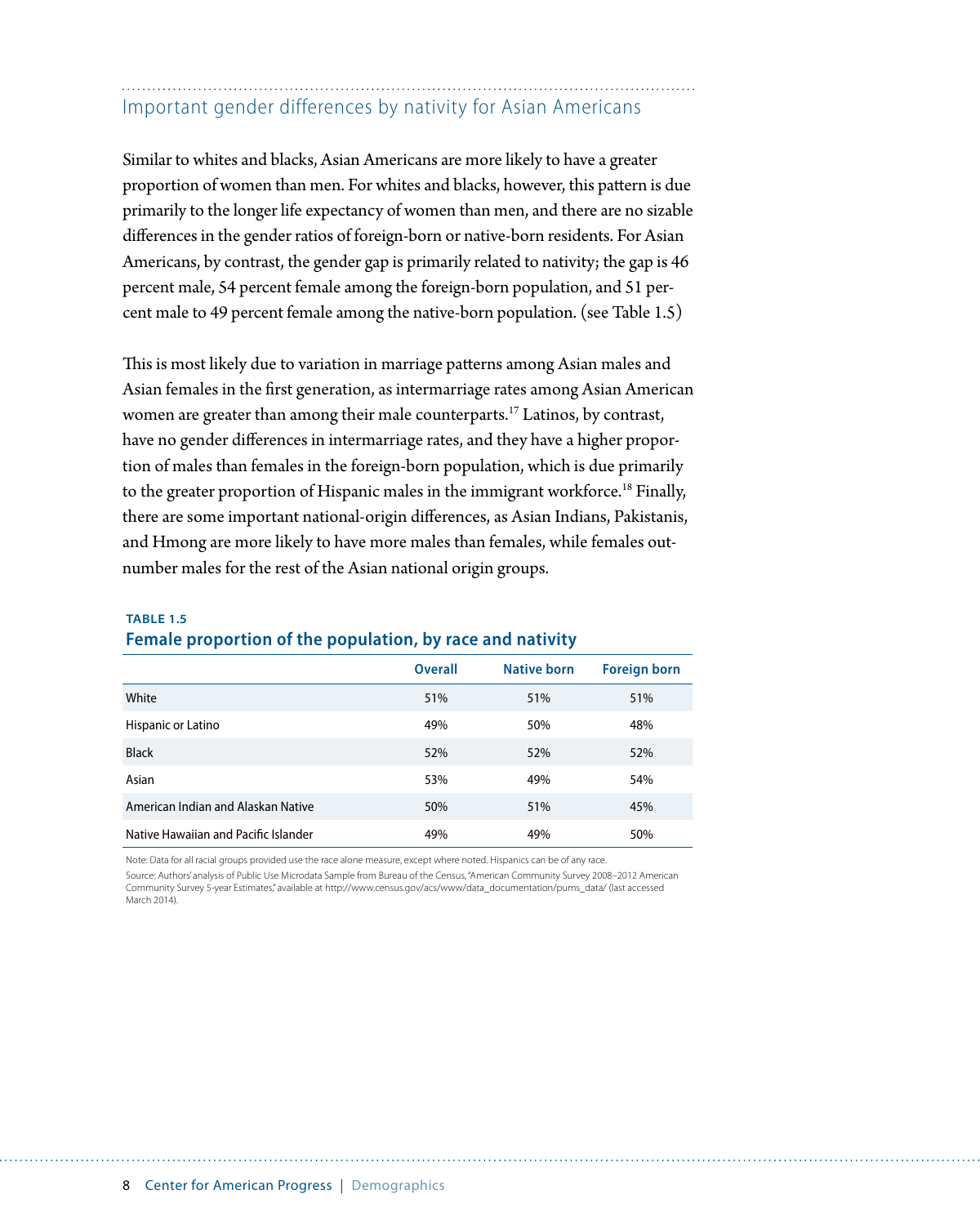## Important gender differences by nativity for Asian Americans

Similar to whites and blacks, Asian Americans are more likely to have a greater proportion of women than men. For whites and blacks, however, this pattern is due primarily to the longer life expectancy of women than men, and there are no sizable differences in the gender ratios of foreign-born or native-born residents. For Asian Americans, by contrast, the gender gap is primarily related to nativity; the gap is 46 percent male, 54 percent female among the foreign-born population, and 51 percent male to 49 percent female among the native-born population. (see Table 1.5)

This is most likely due to variation in marriage patterns among Asian males and Asian females in the first generation, as intermarriage rates among Asian American women are greater than among their male counterparts.[17] Latinos, by contrast, have no gender differences in intermarriage rates, and they have a higher proportion of males than females in the foreign-born population, which is due primarily to the greater proportion of Hispanic males in the immigrant workforce.[18] Finally, there are some important national-origin differences, as Asian Indians, Pakistanis, and Hmong are more likely to have more males than females, while females outnumber males for the rest of the Asian national origin groups.

**TABLE 1.5**

**Female proportion of the population, by race and nativity**

| | Overall | Native born | Foreign born |
|---|---|---|---|
| White | 51% | 51% | 51% |
| Hispanic or Latino | 49% | 50% | 48% |
| Black | 52% | 52% | 52% |
| Asian | 53% | 49% | 54% |
| American Indian and Alaskan Native | 50% | 51% | 45% |
| Native Hawaiian and Pacific Islander | 49% | 49% | 50% |

Note: Data for all racial groups provided use the race alone measure, except where noted. Hispanics can be of any race.

Source: Authors' analysis of Public Use Microdata Sample from Bureau of the Census, "American Community Survey 2008–2012 American Community Survey 5-year Estimates," available at http://www.census.gov/acs/www/data_documentation/pums_data/ (last accessed March 2014).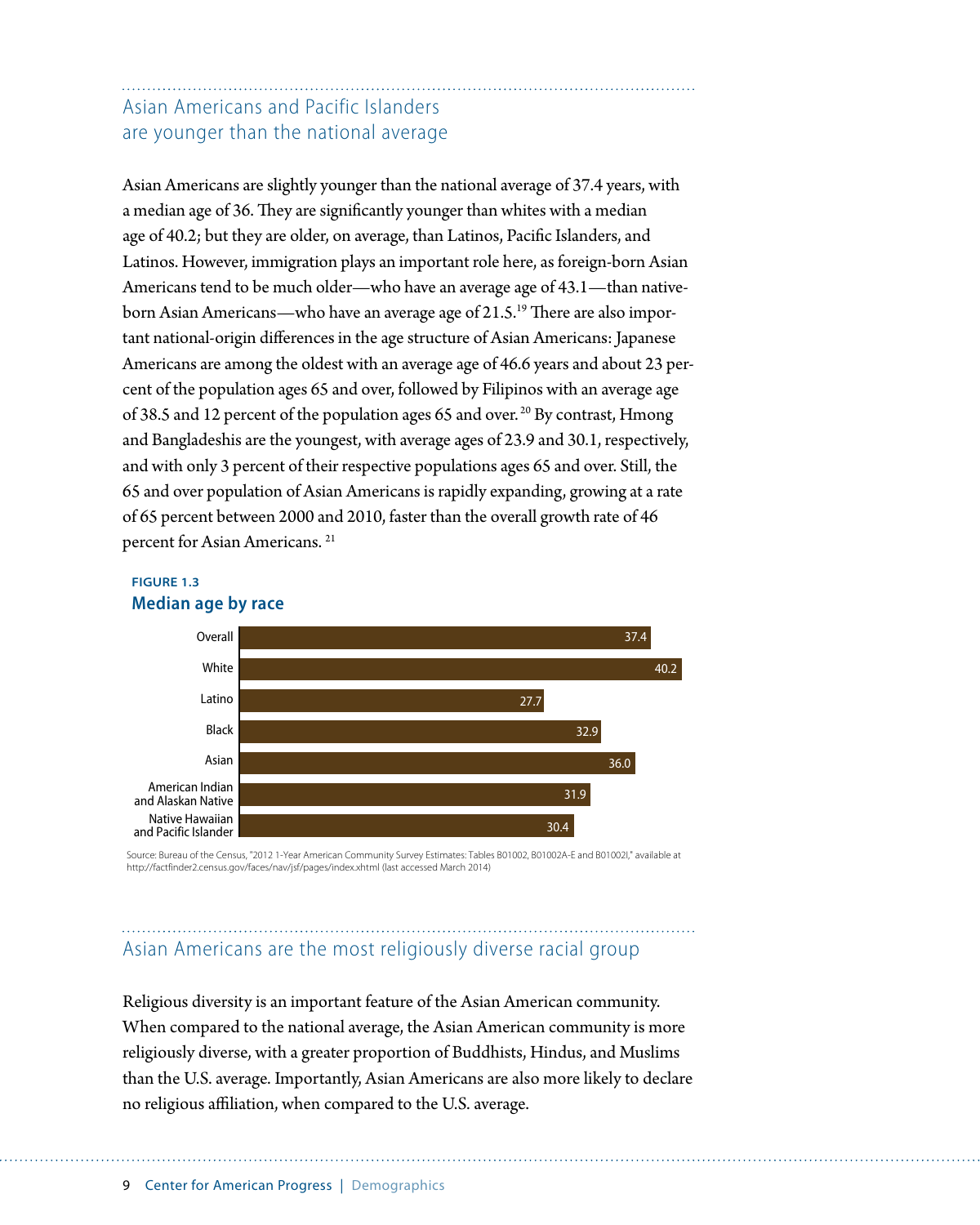## Asian Americans and Pacific Islanders are younger than the national average

Asian Americans are slightly younger than the national average of 37.4 years, with a median age of 36. They are significantly younger than whites with a median age of 40.2; but they are older, on average, than Latinos, Pacific Islanders, and Latinos. However, immigration plays an important role here, as foreign-born Asian Americans tend to be much older—who have an average age of 43.1—than native-born Asian Americans—who have an average age of 21.5.[19] There are also important national-origin differences in the age structure of Asian Americans: Japanese Americans are among the oldest with an average age of 46.6 years and about 23 percent of the population ages 65 and over, followed by Filipinos with an average age of 38.5 and 12 percent of the population ages 65 and over.[20] By contrast, Hmong and Bangladeshis are the youngest, with average ages of 23.9 and 30.1, respectively, and with only 3 percent of their respective populations ages 65 and over. Still, the 65 and over population of Asian Americans is rapidly expanding, growing at a rate of 65 percent between 2000 and 2010, faster than the overall growth rate of 46 percent for Asian Americans.[21]

**FIGURE 1.3**

**Median age by race**

| Race | Median age |
|---|---|
| Overall | 37.4 |
| White | 40.2 |
| Latino | 27.7 |
| Black | 32.9 |
| Asian | 36.0 |
| American Indian and Alaskan Native | 31.9 |
| Native Hawaiian and Pacific Islander | 30.4 |

Source: Bureau of the Census, "2012 1-Year American Community Survey Estimates: Tables B01002, B01002A-E and B01002I," available at http://factfinder2.census.gov/faces/nav/jsf/pages/index.xhtml (last accessed March 2014)

## Asian Americans are the most religiously diverse racial group

Religious diversity is an important feature of the Asian American community. When compared to the national average, the Asian American community is more religiously diverse, with a greater proportion of Buddhists, Hindus, and Muslims than the U.S. average. Importantly, Asian Americans are also more likely to declare no religious affiliation, when compared to the U.S. average.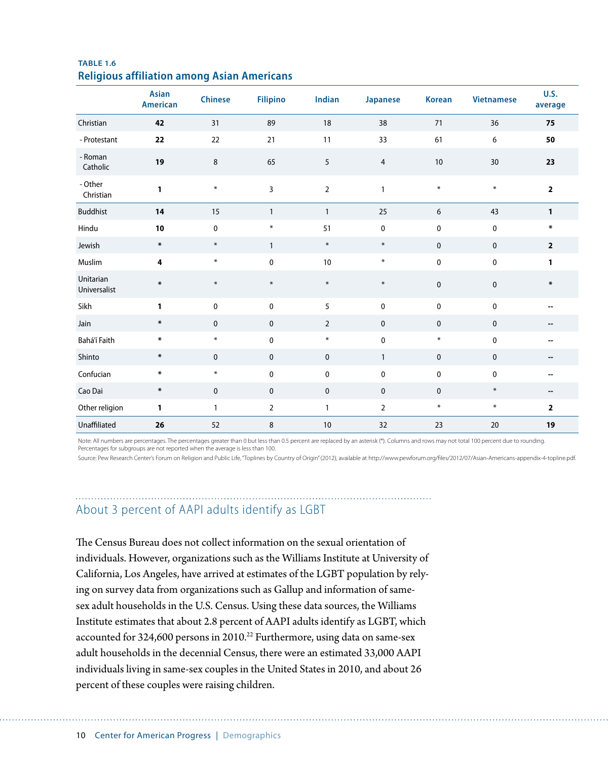**TABLE 1.6**
**Religious affiliation among Asian Americans**

| | Asian American | Chinese | Filipino | Indian | Japanese | Korean | Vietnamese | U.S. average |
|---|---|---|---|---|---|---|---|---|
| Christian | **42** | 31 | 89 | 18 | 38 | 71 | 36 | **75** |
| - Protestant | **22** | 22 | 21 | 11 | 33 | 61 | 6 | **50** |
| - Roman Catholic | **19** | 8 | 65 | 5 | 4 | 10 | 30 | **23** |
| - Other Christian | **1** | * | 3 | 2 | 1 | * | * | **2** |
| Buddhist | **14** | 15 | 1 | 1 | 25 | 6 | 43 | **1** |
| Hindu | **10** | 0 | * | 51 | 0 | 0 | 0 | ***** |
| Jewish | ***** | * | 1 | * | * | 0 | 0 | **2** |
| Muslim | **4** | * | 0 | 10 | * | 0 | 0 | **1** |
| Unitarian Universalist | ***** | * | * | * | * | 0 | 0 | ***** |
| Sikh | **1** | 0 | 0 | 5 | 0 | 0 | 0 | -- |
| Jain | ***** | 0 | 0 | 2 | 0 | 0 | 0 | -- |
| Bahá'í Faith | ***** | * | 0 | * | 0 | * | 0 | -- |
| Shinto | ***** | 0 | 0 | 0 | 1 | 0 | 0 | -- |
| Confucian | ***** | * | 0 | 0 | 0 | 0 | 0 | -- |
| Cao Dai | ***** | 0 | 0 | 0 | 0 | 0 | * | -- |
| Other religion | **1** | 1 | 2 | 1 | 2 | * | * | **2** |
| Unaffiliated | **26** | 52 | 8 | 10 | 32 | 23 | 20 | **19** |

Note: All numbers are percentages. The percentages greater than 0 but less than 0.5 percent are replaced by an asterisk (*). Columns and rows may not total 100 percent due to rounding. Percentages for subgroups are not reported when the average is less than 100.

Source: Pew Research Center's Forum on Religion and Public Life, "Toplines by Country of Origin" (2012), available at http://www.pewforum.org/files/2012/07/Asian-Americans-appendix-4-topline.pdf.

## About 3 percent of AAPI adults identify as LGBT

The Census Bureau does not collect information on the sexual orientation of individuals. However, organizations such as the Williams Institute at University of California, Los Angeles, have arrived at estimates of the LGBT population by relying on survey data from organizations such as Gallup and information of same-sex adult households in the U.S. Census. Using these data sources, the Williams Institute estimates that about 2.8 percent of AAPI adults identify as LGBT, which accounted for 324,600 persons in 2010.[22] Furthermore, using data on same-sex adult households in the decennial Census, there were an estimated 33,000 AAPI individuals living in same-sex couples in the United States in 2010, and about 26 percent of these couples were raising children.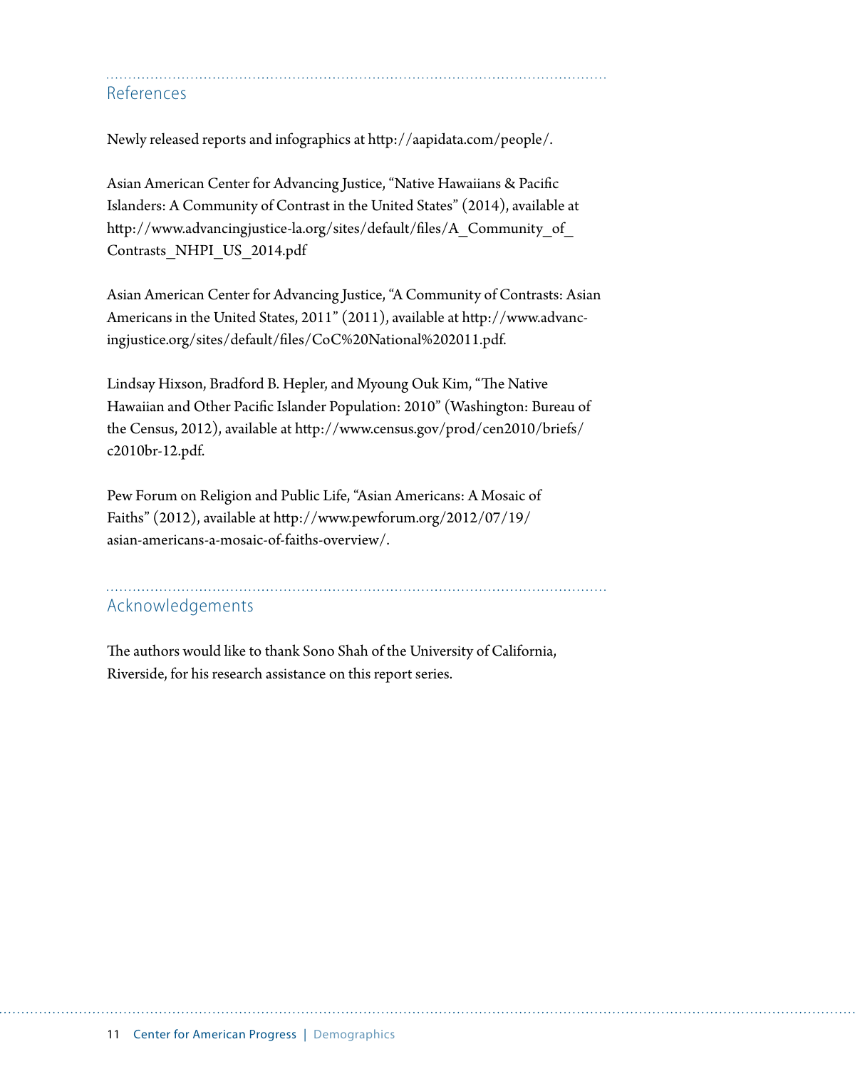## References

Newly released reports and infographics at http://aapidata.com/people/.

Asian American Center for Advancing Justice, "Native Hawaiians & Pacific Islanders: A Community of Contrast in the United States" (2014), available at http://www.advancingjustice-la.org/sites/default/files/A_Community_of_Contrasts_NHPI_US_2014.pdf

Asian American Center for Advancing Justice, "A Community of Contrasts: Asian Americans in the United States, 2011" (2011), available at http://www.advancingjustice.org/sites/default/files/CoC%20National%202011.pdf.

Lindsay Hixson, Bradford B. Hepler, and Myoung Ouk Kim, "The Native Hawaiian and Other Pacific Islander Population: 2010" (Washington: Bureau of the Census, 2012), available at http://www.census.gov/prod/cen2010/briefs/c2010br-12.pdf.

Pew Forum on Religion and Public Life, "Asian Americans: A Mosaic of Faiths" (2012), available at http://www.pewforum.org/2012/07/19/asian-americans-a-mosaic-of-faiths-overview/.

## Acknowledgements

The authors would like to thank Sono Shah of the University of California, Riverside, for his research assistance on this report series.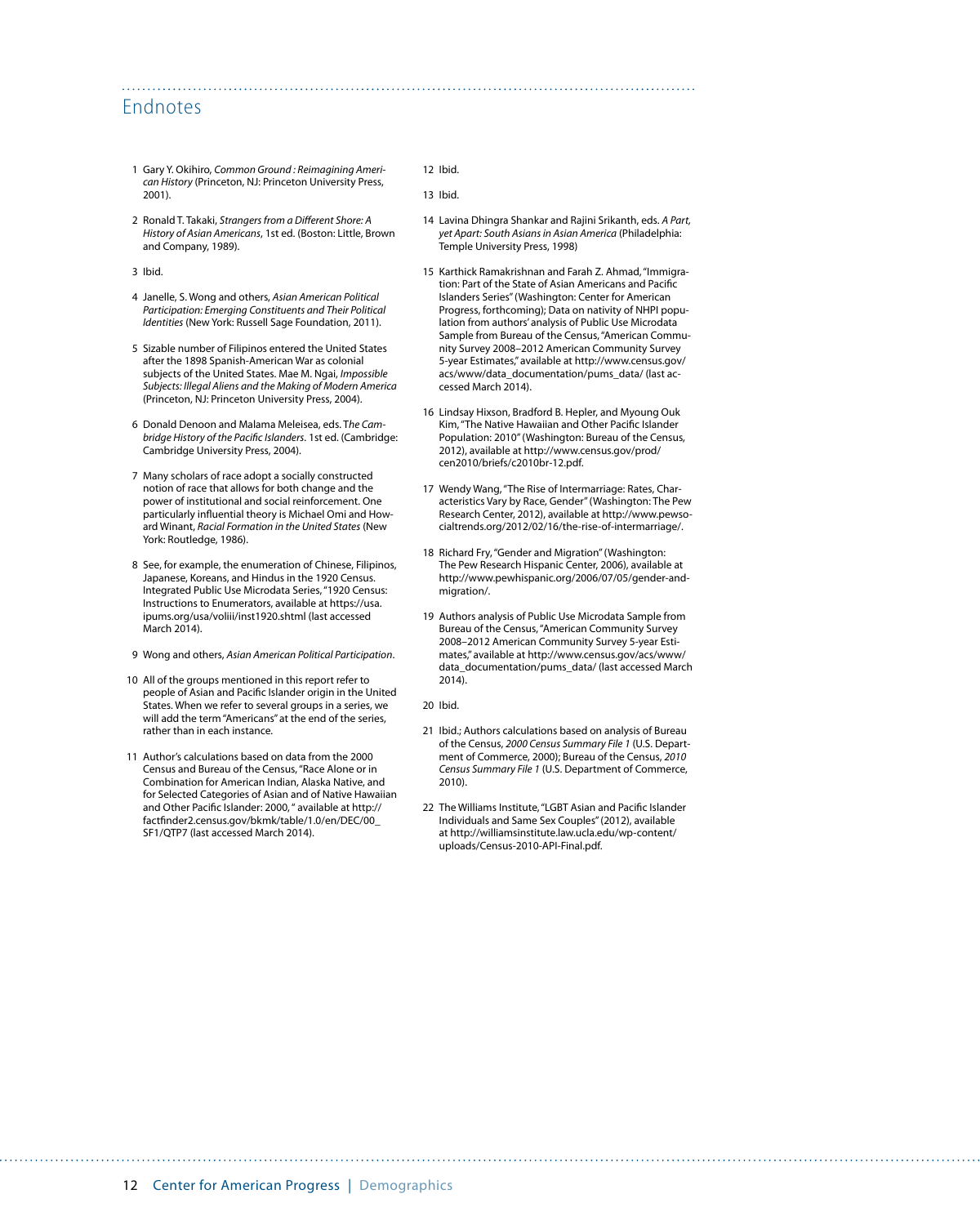## Endnotes

1. Gary Y. Okihiro, *Common Ground : Reimagining American History* (Princeton, NJ: Princeton University Press, 2001).

2. Ronald T. Takaki, *Strangers from a Different Shore: A History of Asian Americans*, 1st ed. (Boston: Little, Brown and Company, 1989).

3. Ibid.

4. Janelle, S. Wong and others, *Asian American Political Participation: Emerging Constituents and Their Political Identities* (New York: Russell Sage Foundation, 2011).

5. Sizable number of Filipinos entered the United States after the 1898 Spanish-American War as colonial subjects of the United States. Mae M. Ngai, *Impossible Subjects: Illegal Aliens and the Making of Modern America* (Princeton, NJ: Princeton University Press, 2004).

6. Donald Denoon and Malama Meleisea, eds. T*he Cambridge History of the Pacific Islanders*. 1st ed. (Cambridge: Cambridge University Press, 2004).

7. Many scholars of race adopt a socially constructed notion of race that allows for both change and the power of institutional and social reinforcement. One particularly influential theory is Michael Omi and Howard Winant, *Racial Formation in the United States* (New York: Routledge, 1986).

8. See, for example, the enumeration of Chinese, Filipinos, Japanese, Koreans, and Hindus in the 1920 Census. Integrated Public Use Microdata Series, "1920 Census: Instructions to Enumerators, available at https://usa.ipums.org/usa/voliii/inst1920.shtml (last accessed March 2014).

9. Wong and others, *Asian American Political Participation*.

10. All of the groups mentioned in this report refer to people of Asian and Pacific Islander origin in the United States. When we refer to several groups in a series, we will add the term "Americans" at the end of the series, rather than in each instance.

11. Author's calculations based on data from the 2000 Census and Bureau of the Census, "Race Alone or in Combination for American Indian, Alaska Native, and for Selected Categories of Asian and of Native Hawaiian and Other Pacific Islander: 2000, " available at http://factfinder2.census.gov/bkmk/table/1.0/en/DEC/00_SF1/QTP7 (last accessed March 2014).

12. Ibid.

13. Ibid.

14. Lavina Dhingra Shankar and Rajini Srikanth, eds. *A Part, yet Apart: South Asians in Asian America* (Philadelphia: Temple University Press, 1998)

15. Karthick Ramakrishnan and Farah Z. Ahmad, "Immigration: Part of the State of Asian Americans and Pacific Islanders Series" (Washington: Center for American Progress, forthcoming); Data on nativity of NHPI population from authors' analysis of Public Use Microdata Sample from Bureau of the Census, "American Community Survey 2008–2012 American Community Survey 5-year Estimates," available at http://www.census.gov/acs/www/data_documentation/pums_data/ (last accessed March 2014).

16. Lindsay Hixson, Bradford B. Hepler, and Myoung Ouk Kim, "The Native Hawaiian and Other Pacific Islander Population: 2010" (Washington: Bureau of the Census, 2012), available at http://www.census.gov/prod/cen2010/briefs/c2010br-12.pdf.

17. Wendy Wang, "The Rise of Intermarriage: Rates, Characteristics Vary by Race, Gender" (Washington: The Pew Research Center, 2012), available at http://www.pewsocialtrends.org/2012/02/16/the-rise-of-intermarriage/.

18. Richard Fry, "Gender and Migration" (Washington: The Pew Research Hispanic Center, 2006), available at http://www.pewhispanic.org/2006/07/05/gender-and-migration/.

19. Authors analysis of Public Use Microdata Sample from Bureau of the Census, "American Community Survey 2008–2012 American Community Survey 5-year Estimates," available at http://www.census.gov/acs/www/data_documentation/pums_data/ (last accessed March 2014).

20. Ibid.

21. Ibid.; Authors calculations based on analysis of Bureau of the Census, *2000 Census Summary File 1* (U.S. Department of Commerce, 2000); Bureau of the Census, *2010 Census Summary File 1* (U.S. Department of Commerce, 2010).

22. The Williams Institute, "LGBT Asian and Pacific Islander Individuals and Same Sex Couples" (2012), available at http://williamsinstitute.law.ucla.edu/wp-content/uploads/Census-2010-API-Final.pdf.